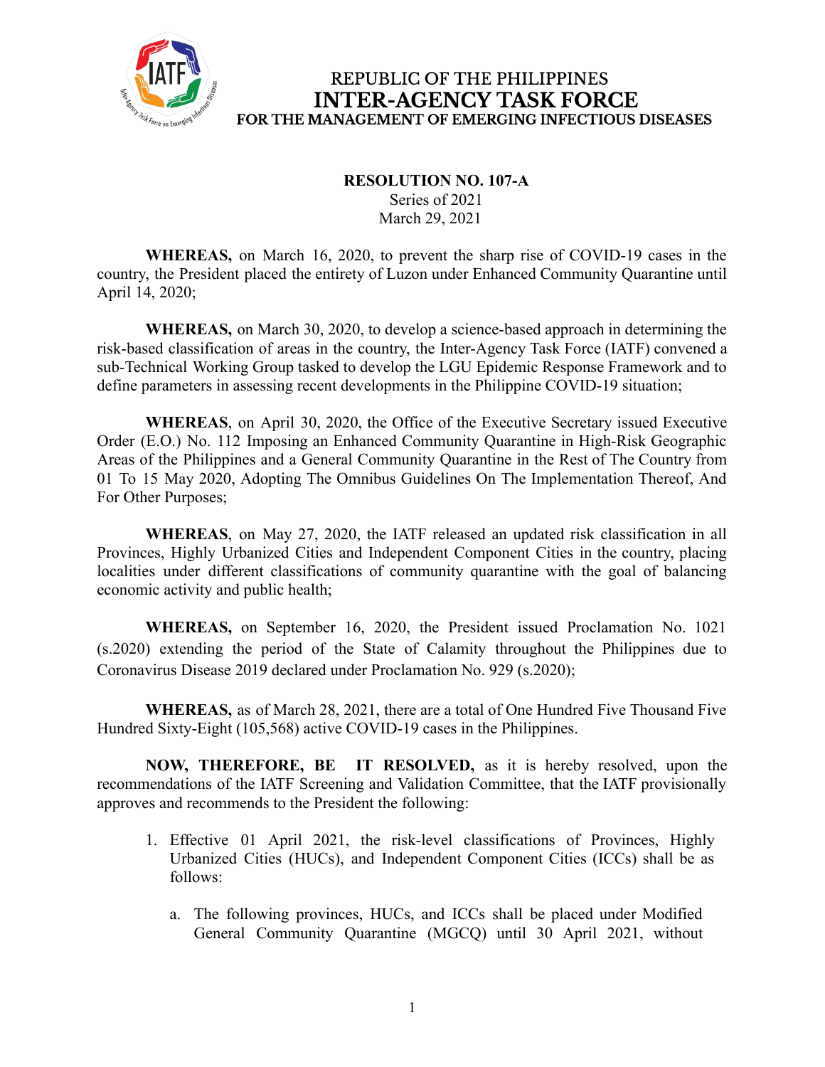REPUBLIC OF THE PHILIPPINES
**INTER-AGENCY TASK FORCE**
**FOR THE MANAGEMENT OF EMERGING INFECTIOUS DISEASES**

**RESOLUTION NO. 107-A**
Series of 2021
March 29, 2021

**WHEREAS,** on March 16, 2020, to prevent the sharp rise of COVID-19 cases in the country, the President placed the entirety of Luzon under Enhanced Community Quarantine until April 14, 2020;

**WHEREAS,** on March 30, 2020, to develop a science-based approach in determining the risk-based classification of areas in the country, the Inter-Agency Task Force (IATF) convened a sub-Technical Working Group tasked to develop the LGU Epidemic Response Framework and to define parameters in assessing recent developments in the Philippine COVID-19 situation;

**WHEREAS**, on April 30, 2020, the Office of the Executive Secretary issued Executive Order (E.O.) No. 112 Imposing an Enhanced Community Quarantine in High-Risk Geographic Areas of the Philippines and a General Community Quarantine in the Rest of The Country from 01 To 15 May 2020, Adopting The Omnibus Guidelines On The Implementation Thereof, And For Other Purposes;

**WHEREAS**, on May 27, 2020, the IATF released an updated risk classification in all Provinces, Highly Urbanized Cities and Independent Component Cities in the country, placing localities under different classifications of community quarantine with the goal of balancing economic activity and public health;

**WHEREAS,** on September 16, 2020, the President issued Proclamation No. 1021 (s.2020) extending the period of the State of Calamity throughout the Philippines due to Coronavirus Disease 2019 declared under Proclamation No. 929 (s.2020);

**WHEREAS,** as of March 28, 2021, there are a total of One Hundred Five Thousand Five Hundred Sixty-Eight (105,568) active COVID-19 cases in the Philippines.

**NOW, THEREFORE, BE IT RESOLVED,** as it is hereby resolved, upon the recommendations of the IATF Screening and Validation Committee, that the IATF provisionally approves and recommends to the President the following:

1. Effective 01 April 2021, the risk-level classifications of Provinces, Highly Urbanized Cities (HUCs), and Independent Component Cities (ICCs) shall be as follows:

    a. The following provinces, HUCs, and ICCs shall be placed under Modified General Community Quarantine (MGCQ) until 30 April 2021, without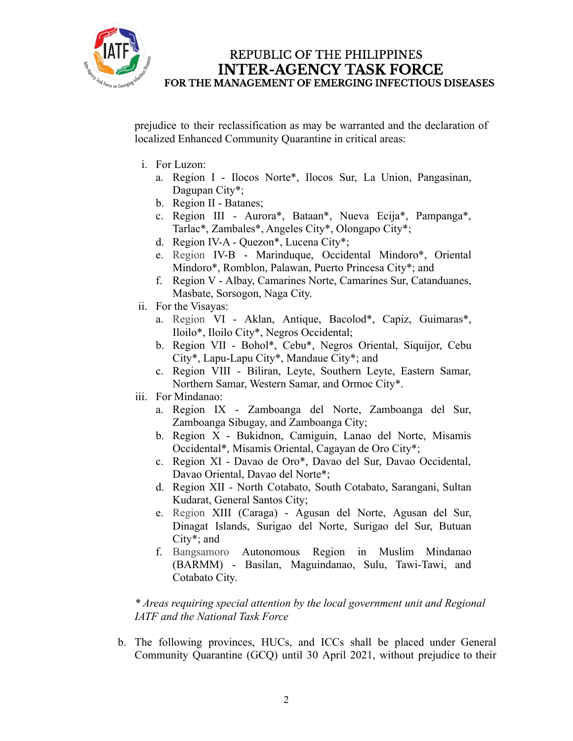prejudice to their reclassification as may be warranted and the declaration of localized Enhanced Community Quarantine in critical areas:

i. For Luzon:
   a. Region I - Ilocos Norte*, Ilocos Sur, La Union, Pangasinan, Dagupan City*;
   b. Region II - Batanes;
   c. Region III - Aurora*, Bataan*, Nueva Ecija*, Pampanga*, Tarlac*, Zambales*, Angeles City*, Olongapo City*;
   d. Region IV-A - Quezon*, Lucena City*;
   e. Region IV-B - Marinduque, Occidental Mindoro*, Oriental Mindoro*, Romblon, Palawan, Puerto Princesa City*; and
   f. Region V - Albay, Camarines Norte, Camarines Sur, Catanduanes, Masbate, Sorsogon, Naga City.

ii. For the Visayas:
   a. Region VI - Aklan, Antique, Bacolod*, Capiz, Guimaras*, Iloilo*, Iloilo City*, Negros Occidental;
   b. Region VII - Bohol*, Cebu*, Negros Oriental, Siquijor, Cebu City*, Lapu-Lapu City*, Mandaue City*; and
   c. Region VIII - Biliran, Leyte, Southern Leyte, Eastern Samar, Northern Samar, Western Samar, and Ormoc City*.

iii. For Mindanao:
   a. Region IX - Zamboanga del Norte, Zamboanga del Sur, Zamboanga Sibugay, and Zamboanga City;
   b. Region X - Bukidnon, Camiguin, Lanao del Norte, Misamis Occidental*, Misamis Oriental, Cagayan de Oro City*;
   c. Region XI - Davao de Oro*, Davao del Sur, Davao Occidental, Davao Oriental, Davao del Norte*;
   d. Region XII - North Cotabato, South Cotabato, Sarangani, Sultan Kudarat, General Santos City;
   e. Region XIII (Caraga) - Agusan del Norte, Agusan del Sur, Dinagat Islands, Surigao del Norte, Surigao del Sur, Butuan City*; and
   f. Bangsamoro Autonomous Region in Muslim Mindanao (BARMM) - Basilan, Maguindanao, Sulu, Tawi-Tawi, and Cotabato City.

*\* Areas requiring special attention by the local government unit and Regional IATF and the National Task Force*

b. The following provinces, HUCs, and ICCs shall be placed under General Community Quarantine (GCQ) until 30 April 2021, without prejudice to their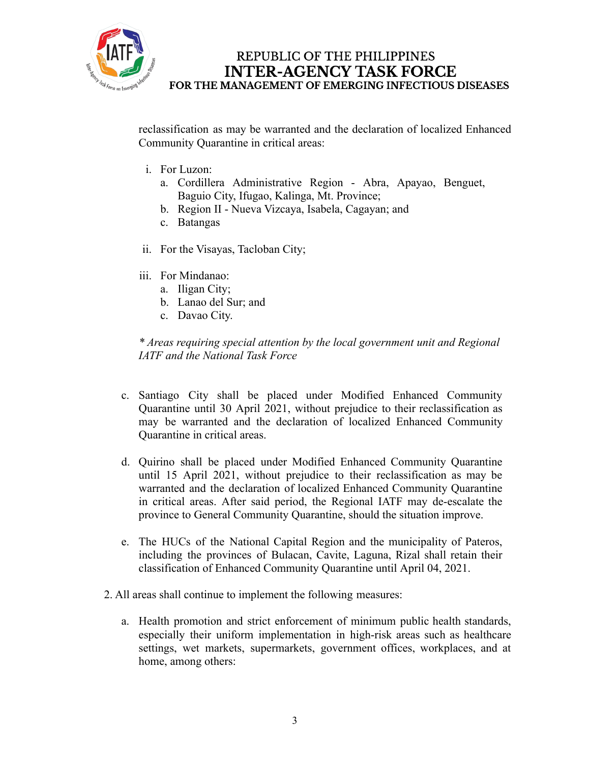reclassification as may be warranted and the declaration of localized Enhanced Community Quarantine in critical areas:

i. For Luzon:
   a. Cordillera Administrative Region - Abra, Apayao, Benguet, Baguio City, Ifugao, Kalinga, Mt. Province;
   b. Region II - Nueva Vizcaya, Isabela, Cagayan; and
   c. Batangas

ii. For the Visayas, Tacloban City;

iii. For Mindanao:
   a. Iligan City;
   b. Lanao del Sur; and
   c. Davao City.

*\* Areas requiring special attention by the local government unit and Regional IATF and the National Task Force*

c. Santiago City shall be placed under Modified Enhanced Community Quarantine until 30 April 2021, without prejudice to their reclassification as may be warranted and the declaration of localized Enhanced Community Quarantine in critical areas.

d. Quirino shall be placed under Modified Enhanced Community Quarantine until 15 April 2021, without prejudice to their reclassification as may be warranted and the declaration of localized Enhanced Community Quarantine in critical areas. After said period, the Regional IATF may de-escalate the province to General Community Quarantine, should the situation improve.

e. The HUCs of the National Capital Region and the municipality of Pateros, including the provinces of Bulacan, Cavite, Laguna, Rizal shall retain their classification of Enhanced Community Quarantine until April 04, 2021.

2. All areas shall continue to implement the following measures:

   a. Health promotion and strict enforcement of minimum public health standards, especially their uniform implementation in high-risk areas such as healthcare settings, wet markets, supermarkets, government offices, workplaces, and at home, among others: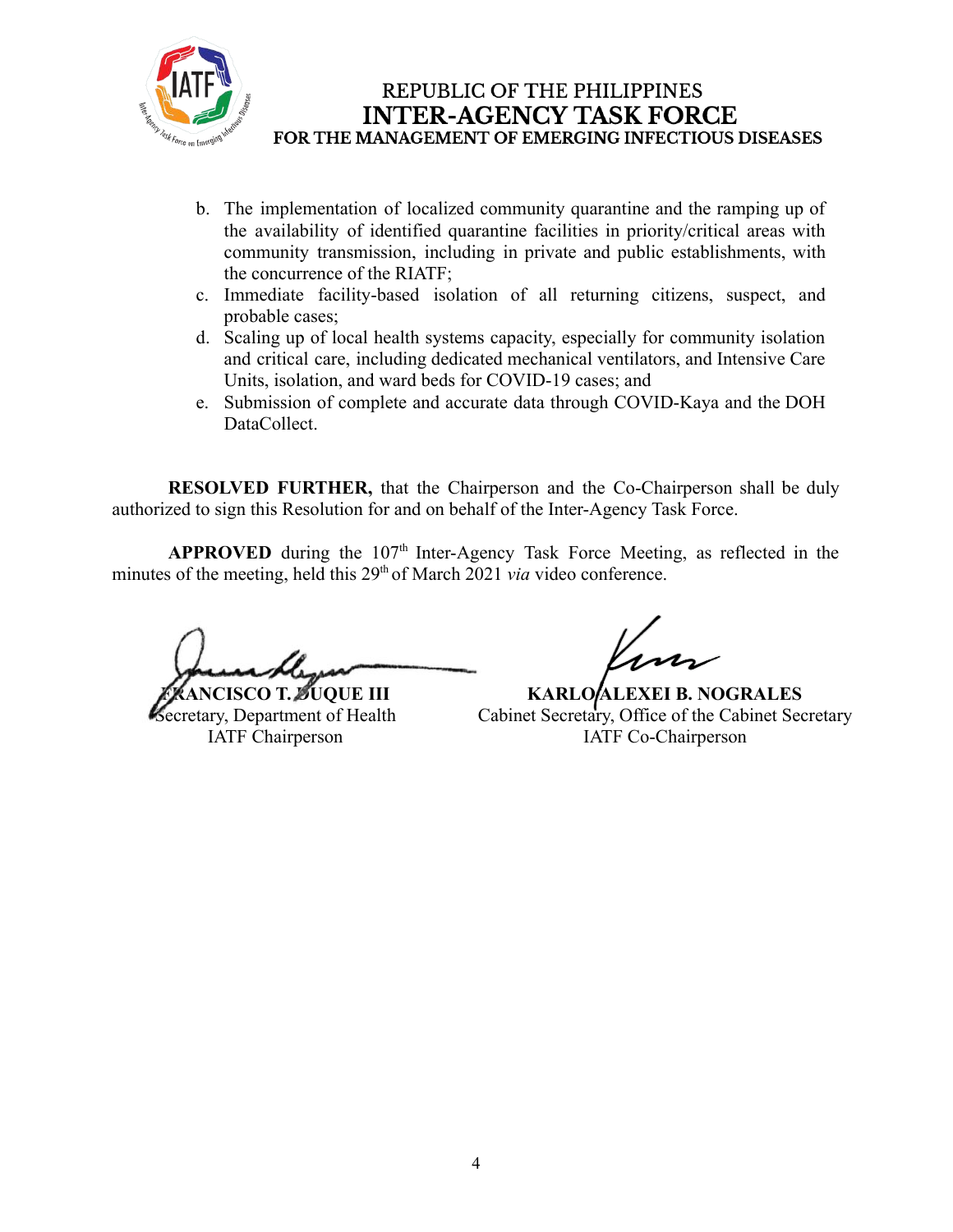b. The implementation of localized community quarantine and the ramping up of the availability of identified quarantine facilities in priority/critical areas with community transmission, including in private and public establishments, with the concurrence of the RIATF;
c. Immediate facility-based isolation of all returning citizens, suspect, and probable cases;
d. Scaling up of local health systems capacity, especially for community isolation and critical care, including dedicated mechanical ventilators, and Intensive Care Units, isolation, and ward beds for COVID-19 cases; and
e. Submission of complete and accurate data through COVID-Kaya and the DOH DataCollect.

**RESOLVED FURTHER,** that the Chairperson and the Co-Chairperson shall be duly authorized to sign this Resolution for and on behalf of the Inter-Agency Task Force.

**APPROVED** during the 107th Inter-Agency Task Force Meeting, as reflected in the minutes of the meeting, held this 29th of March 2021 *via* video conference.

**FRANCISCO T. DUQUE III**
Secretary, Department of Health
IATF Chairperson

**KARLO ALEXEI B. NOGRALES**
Cabinet Secretary, Office of the Cabinet Secretary
IATF Co-Chairperson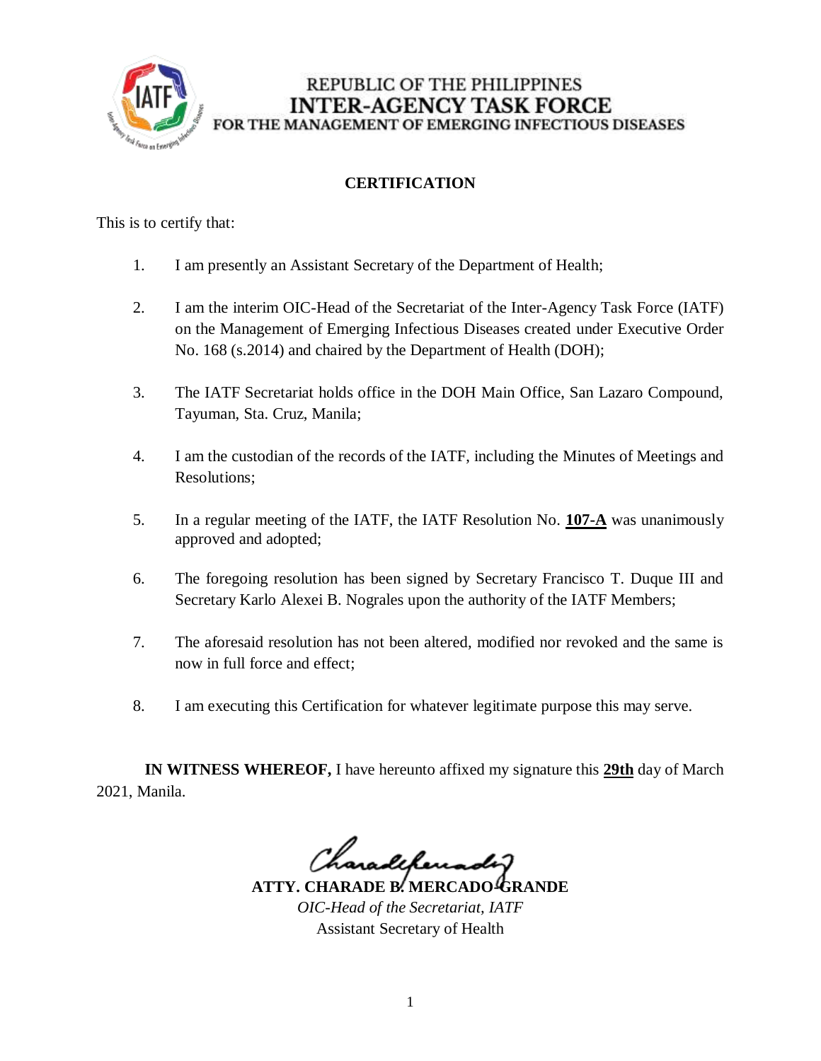REPUBLIC OF THE PHILIPPINES
**INTER-AGENCY TASK FORCE**
FOR THE MANAGEMENT OF EMERGING INFECTIOUS DISEASES

## CERTIFICATION

This is to certify that:

1. I am presently an Assistant Secretary of the Department of Health;

2. I am the interim OIC-Head of the Secretariat of the Inter-Agency Task Force (IATF) on the Management of Emerging Infectious Diseases created under Executive Order No. 168 (s.2014) and chaired by the Department of Health (DOH);

3. The IATF Secretariat holds office in the DOH Main Office, San Lazaro Compound, Tayuman, Sta. Cruz, Manila;

4. I am the custodian of the records of the IATF, including the Minutes of Meetings and Resolutions;

5. In a regular meeting of the IATF, the IATF Resolution No. **107-A** was unanimously approved and adopted;

6. The foregoing resolution has been signed by Secretary Francisco T. Duque III and Secretary Karlo Alexei B. Nograles upon the authority of the IATF Members;

7. The aforesaid resolution has not been altered, modified nor revoked and the same is now in full force and effect;

8. I am executing this Certification for whatever legitimate purpose this may serve.

**IN WITNESS WHEREOF,** I have hereunto affixed my signature this **29th** day of March 2021, Manila.

**ATTY. CHARADE B. MERCADO-GRANDE**
*OIC-Head of the Secretariat, IATF*
Assistant Secretary of Health